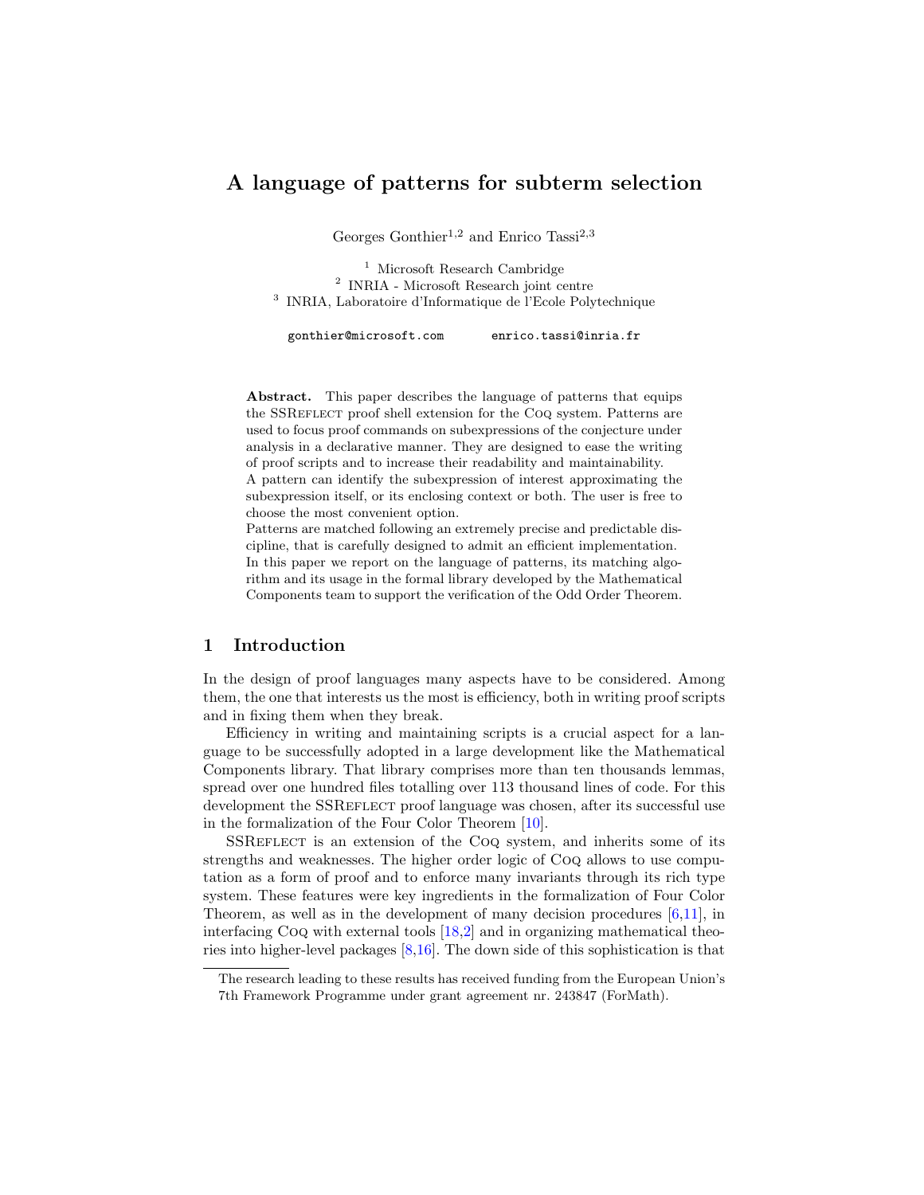# A language of patterns for subterm selection

Georges Gonthier[1,2] and Enrico Tassi[2,3]

[1] Microsoft Research Cambridge
[2] INRIA - Microsoft Research joint centre
[3] INRIA, Laboratoire d'Informatique de l'Ecole Polytechnique

gonthier@microsoft.com enrico.tassi@inria.fr

**Abstract.** This paper describes the language of patterns that equips the SSReflect proof shell extension for the Coq system. Patterns are used to focus proof commands on subexpressions of the conjecture under analysis in a declarative manner. They are designed to ease the writing of proof scripts and to increase their readability and maintainability.
A pattern can identify the subexpression of interest approximating the subexpression itself, or its enclosing context or both. The user is free to choose the most convenient option.
Patterns are matched following an extremely precise and predictable discipline, that is carefully designed to admit an efficient implementation.
In this paper we report on the language of patterns, its matching algorithm and its usage in the formal library developed by the Mathematical Components team to support the verification of the Odd Order Theorem.

## 1 Introduction

In the design of proof languages many aspects have to be considered. Among them, the one that interests us the most is efficiency, both in writing proof scripts and in fixing them when they break.

Efficiency in writing and maintaining scripts is a crucial aspect for a language to be successfully adopted in a large development like the Mathematical Components library. That library comprises more than ten thousands lemmas, spread over one hundred files totalling over 113 thousand lines of code. For this development the SSReflect proof language was chosen, after its successful use in the formalization of the Four Color Theorem [10].

SSReflect is an extension of the Coq system, and inherits some of its strengths and weaknesses. The higher order logic of Coq allows to use computation as a form of proof and to enforce many invariants through its rich type system. These features were key ingredients in the formalization of Four Color Theorem, as well as in the development of many decision procedures [6,11], in interfacing Coq with external tools [18,2] and in organizing mathematical theories into higher-level packages [8,16]. The down side of this sophistication is that

The research leading to these results has received funding from the European Union's 7th Framework Programme under grant agreement nr. 243847 (ForMath).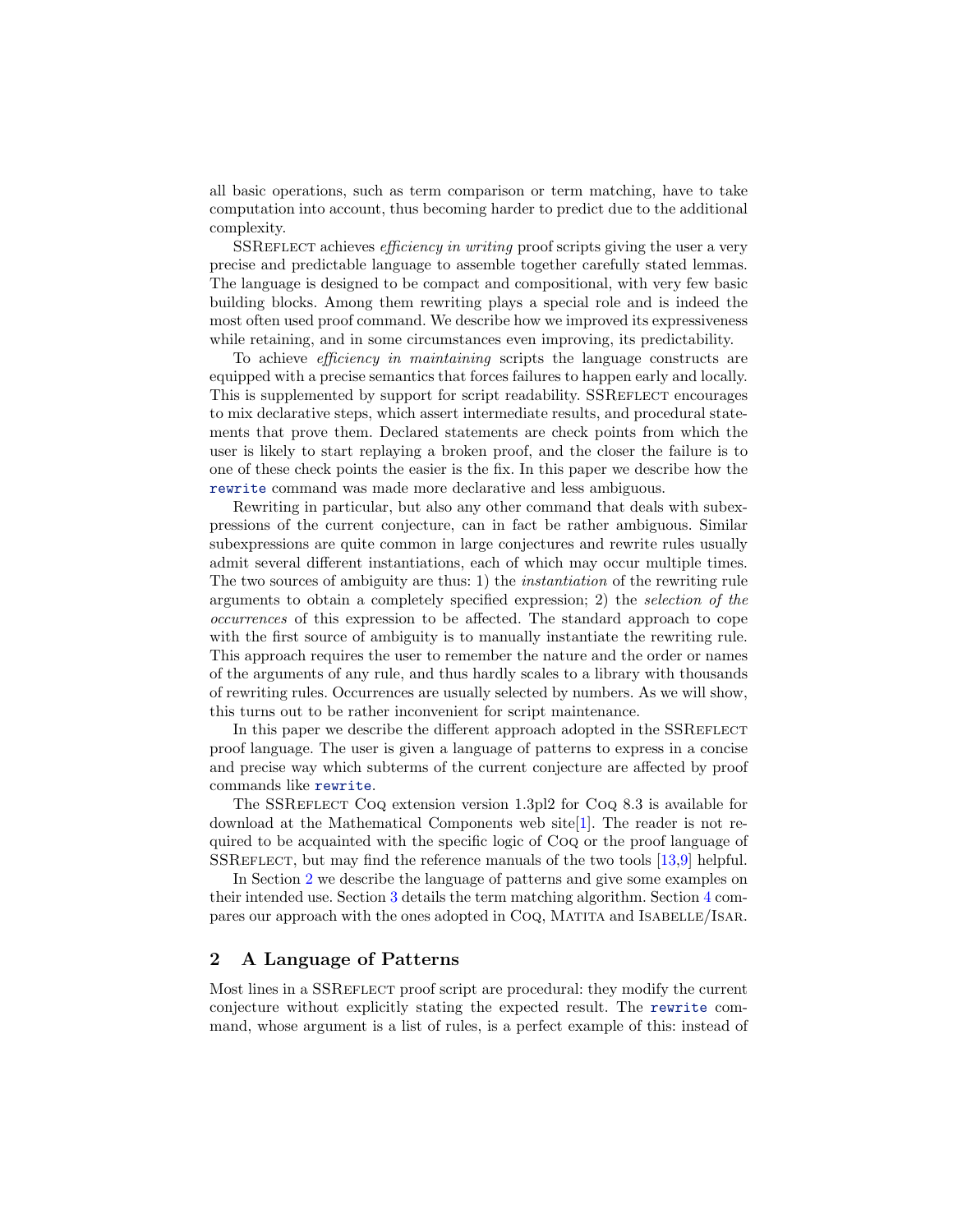all basic operations, such as term comparison or term matching, have to take computation into account, thus becoming harder to predict due to the additional complexity.

SSReflect achieves *efficiency in writing* proof scripts giving the user a very precise and predictable language to assemble together carefully stated lemmas. The language is designed to be compact and compositional, with very few basic building blocks. Among them rewriting plays a special role and is indeed the most often used proof command. We describe how we improved its expressiveness while retaining, and in some circumstances even improving, its predictability.

To achieve *efficiency in maintaining* scripts the language constructs are equipped with a precise semantics that forces failures to happen early and locally. This is supplemented by support for script readability. SSReflect encourages to mix declarative steps, which assert intermediate results, and procedural statements that prove them. Declared statements are check points from which the user is likely to start replaying a broken proof, and the closer the failure is to one of these check points the easier is the fix. In this paper we describe how the `rewrite` command was made more declarative and less ambiguous.

Rewriting in particular, but also any other command that deals with subexpressions of the current conjecture, can in fact be rather ambiguous. Similar subexpressions are quite common in large conjectures and rewrite rules usually admit several different instantiations, each of which may occur multiple times. The two sources of ambiguity are thus: 1) the *instantiation* of the rewriting rule arguments to obtain a completely specified expression; 2) the *selection of the occurrences* of this expression to be affected. The standard approach to cope with the first source of ambiguity is to manually instantiate the rewriting rule. This approach requires the user to remember the nature and the order or names of the arguments of any rule, and thus hardly scales to a library with thousands of rewriting rules. Occurrences are usually selected by numbers. As we will show, this turns out to be rather inconvenient for script maintenance.

In this paper we describe the different approach adopted in the SSReflect proof language. The user is given a language of patterns to express in a concise and precise way which subterms of the current conjecture are affected by proof commands like `rewrite`.

The SSReflect Coq extension version 1.3pl2 for Coq 8.3 is available for download at the Mathematical Components web site[1]. The reader is not required to be acquainted with the specific logic of Coq or the proof language of SSReflect, but may find the reference manuals of the two tools [13,9] helpful.

In Section 2 we describe the language of patterns and give some examples on their intended use. Section 3 details the term matching algorithm. Section 4 compares our approach with the ones adopted in Coq, Matita and Isabelle/Isar.

## 2 A Language of Patterns

Most lines in a SSReflect proof script are procedural: they modify the current conjecture without explicitly stating the expected result. The `rewrite` command, whose argument is a list of rules, is a perfect example of this: instead of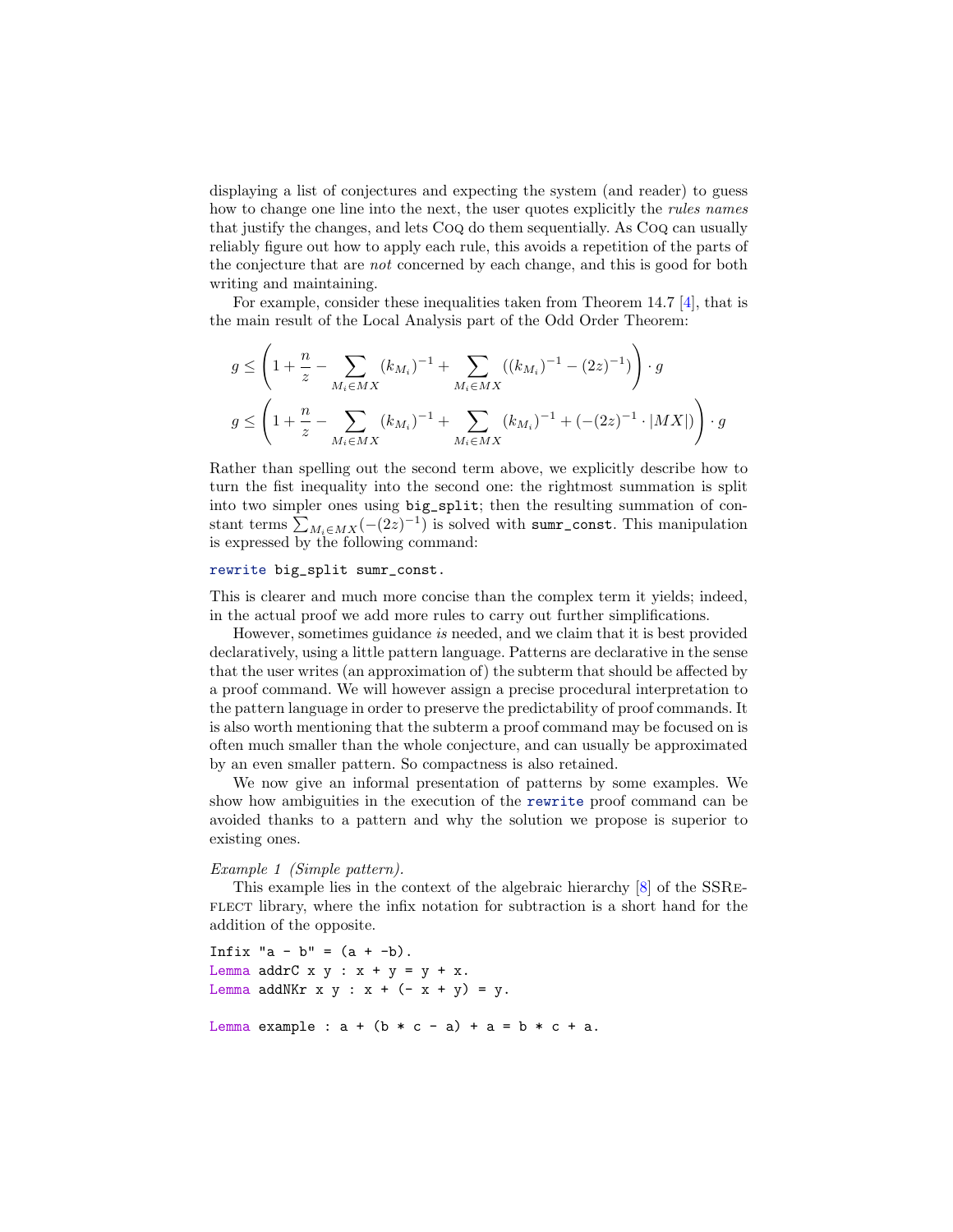displaying a list of conjectures and expecting the system (and reader) to guess how to change one line into the next, the user quotes explicitly the *rules names* that justify the changes, and lets Coq do them sequentially. As Coq can usually reliably figure out how to apply each rule, this avoids a repetition of the parts of the conjecture that are *not* concerned by each change, and this is good for both writing and maintaining.

For example, consider these inequalities taken from Theorem 14.7 [4], that is the main result of the Local Analysis part of the Odd Order Theorem:

$$g \leq \left(1 + \frac{n}{z} - \sum_{M_i \in MX} (k_{M_i})^{-1} + \sum_{M_i \in MX} ((k_{M_i})^{-1} - (2z)^{-1})\right) \cdot g$$

$$g \leq \left(1 + \frac{n}{z} - \sum_{M_i \in MX} (k_{M_i})^{-1} + \sum_{M_i \in MX} (k_{M_i})^{-1} + (-(2z)^{-1} \cdot |MX|)\right) \cdot g$$

Rather than spelling out the second term above, we explicitly describe how to turn the fist inequality into the second one: the rightmost summation is split into two simpler ones using `big_split`; then the resulting summation of constant terms $\sum_{M_i \in MX}(-(2z)^{-1})$ is solved with `sumr_const`. This manipulation is expressed by the following command:

```
rewrite big_split sumr_const.
```

This is clearer and much more concise than the complex term it yields; indeed, in the actual proof we add more rules to carry out further simplifications.

However, sometimes guidance *is* needed, and we claim that it is best provided declaratively, using a little pattern language. Patterns are declarative in the sense that the user writes (an approximation of) the subterm that should be affected by a proof command. We will however assign a precise procedural interpretation to the pattern language in order to preserve the predictability of proof commands. It is also worth mentioning that the subterm a proof command may be focused on is often much smaller than the whole conjecture, and can usually be approximated by an even smaller pattern. So compactness is also retained.

We now give an informal presentation of patterns by some examples. We show how ambiguities in the execution of the `rewrite` proof command can be avoided thanks to a pattern and why the solution we propose is superior to existing ones.

*Example 1 (Simple pattern).*

This example lies in the context of the algebraic hierarchy [8] of the SSReflect library, where the infix notation for subtraction is a short hand for the addition of the opposite.

```
Infix "a - b" = (a + -b).
Lemma addrC x y : x + y = y + x.
Lemma addNKr x y : x + (- x + y) = y.

Lemma example : a + (b * c - a) + a = b * c + a.
```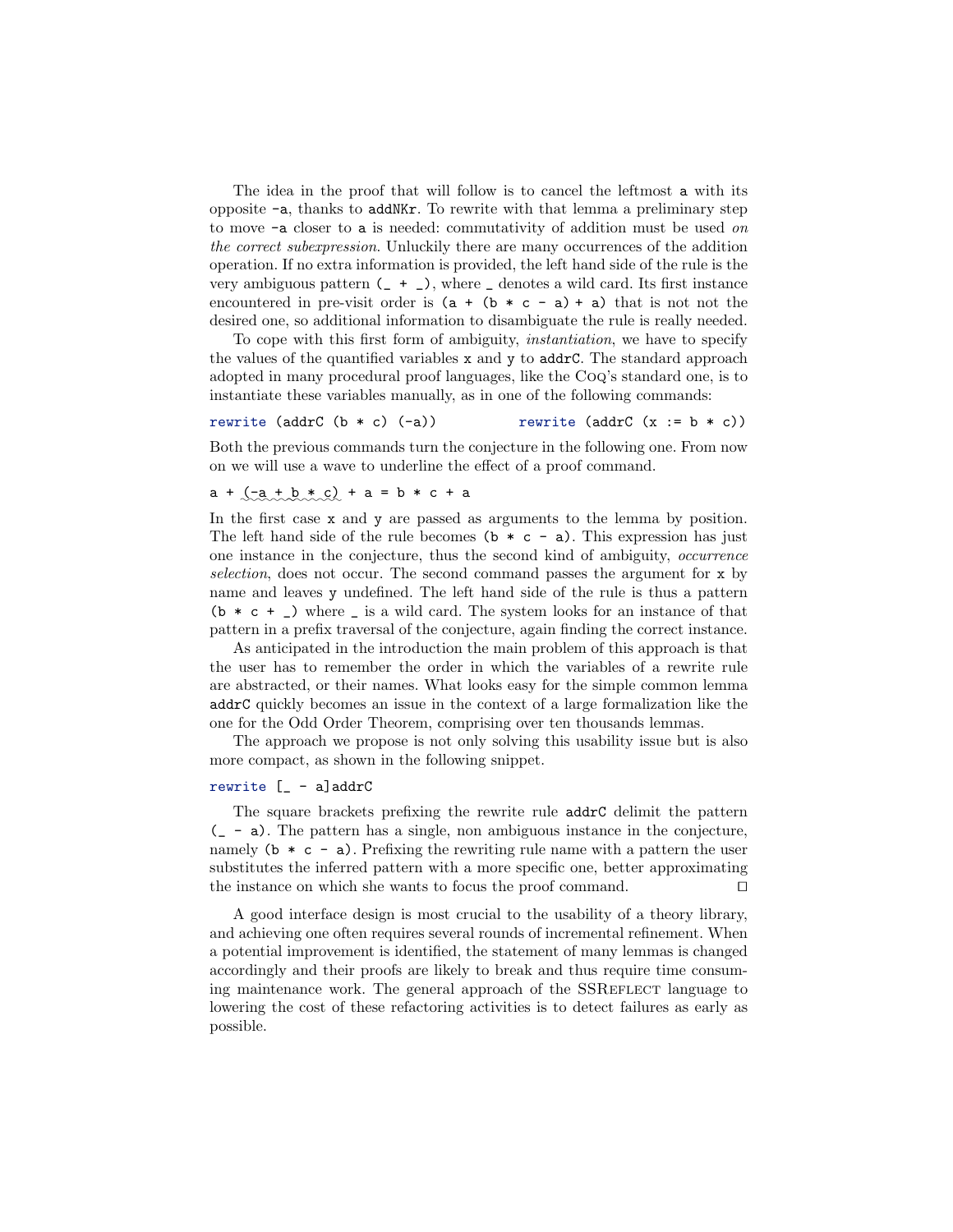The idea in the proof that will follow is to cancel the leftmost `a` with its opposite `-a`, thanks to `addNKr`. To rewrite with that lemma a preliminary step to move `-a` closer to `a` is needed: commutativity of addition must be used *on the correct subexpression*. Unluckily there are many occurrences of the addition operation. If no extra information is provided, the left hand side of the rule is the very ambiguous pattern `(_ + _)`, where `_` denotes a wild card. Its first instance encountered in pre-visit order is `(a + (b * c - a) + a)` that is not not the desired one, so additional information to disambiguate the rule is really needed.

To cope with this first form of ambiguity, *instantiation*, we have to specify the values of the quantified variables `x` and `y` to `addrC`. The standard approach adopted in many procedural proof languages, like the Coq's standard one, is to instantiate these variables manually, as in one of the following commands:

```
rewrite (addrC (b * c) (-a))          rewrite (addrC (x := b * c))
```

Both the previous commands turn the conjecture in the following one. From now on we will use a wave to underline the effect of a proof command.

```
a + (-a + b * c) + a = b * c + a
```

In the first case `x` and `y` are passed as arguments to the lemma by position. The left hand side of the rule becomes `(b * c - a)`. This expression has just one instance in the conjecture, thus the second kind of ambiguity, *occurrence selection*, does not occur. The second command passes the argument for `x` by name and leaves `y` undefined. The left hand side of the rule is thus a pattern `(b * c + _)` where `_` is a wild card. The system looks for an instance of that pattern in a prefix traversal of the conjecture, again finding the correct instance.

As anticipated in the introduction the main problem of this approach is that the user has to remember the order in which the variables of a rewrite rule are abstracted, or their names. What looks easy for the simple common lemma `addrC` quickly becomes an issue in the context of a large formalization like the one for the Odd Order Theorem, comprising over ten thousands lemmas.

The approach we propose is not only solving this usability issue but is also more compact, as shown in the following snippet.

```
rewrite [_ - a]addrC
```

The square brackets prefixing the rewrite rule `addrC` delimit the pattern `(_ - a)`. The pattern has a single, non ambiguous instance in the conjecture, namely `(b * c - a)`. Prefixing the rewriting rule name with a pattern the user substitutes the inferred pattern with a more specific one, better approximating the instance on which she wants to focus the proof command. □

A good interface design is most crucial to the usability of a theory library, and achieving one often requires several rounds of incremental refinement. When a potential improvement is identified, the statement of many lemmas is changed accordingly and their proofs are likely to break and thus require time consuming maintenance work. The general approach of the SSReflect language to lowering the cost of these refactoring activities is to detect failures as early as possible.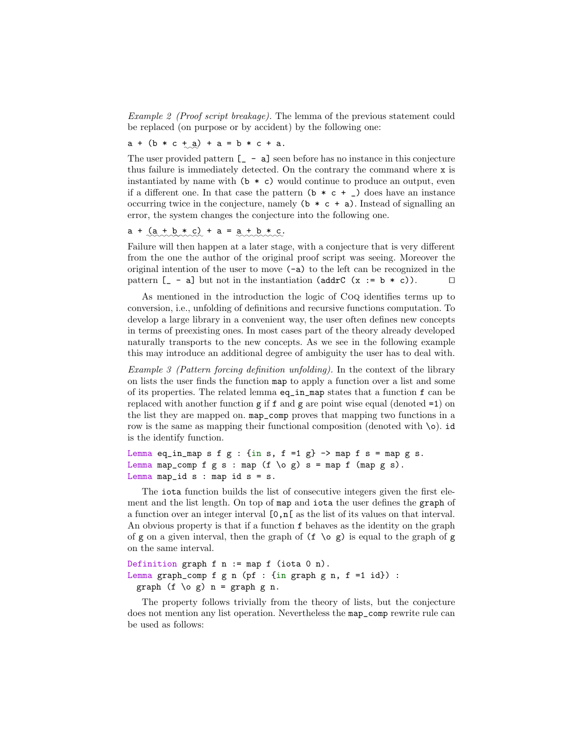*Example 2 (Proof script breakage).* The lemma of the previous statement could be replaced (on purpose or by accident) by the following one:

```
a + (b * c + a) + a = b * c + a.
```

The user provided pattern `[_ - a]` seen before has no instance in this conjecture thus failure is immediately detected. On the contrary the command where `x` is instantiated by name with `(b * c)` would continue to produce an output, even if a different one. In that case the pattern `(b * c + _)` does have an instance occurring twice in the conjecture, namely `(b * c + a)`. Instead of signalling an error, the system changes the conjecture into the following one.

```
a + (a + b * c) + a = a + b * c.
```

Failure will then happen at a later stage, with a conjecture that is very different from the one the author of the original proof script was seeing. Moreover the original intention of the user to move `(-a)` to the left can be recognized in the pattern `[_ - a]` but not in the instantiation `(addrC (x := b * c))`. □

As mentioned in the introduction the logic of Coq identifies terms up to conversion, i.e., unfolding of definitions and recursive functions computation. To develop a large library in a convenient way, the user often defines new concepts in terms of preexisting ones. In most cases part of the theory already developed naturally transports to the new concepts. As we see in the following example this may introduce an additional degree of ambiguity the user has to deal with.

*Example 3 (Pattern forcing definition unfolding).* In the context of the library on lists the user finds the function `map` to apply a function over a list and some of its properties. The related lemma `eq_in_map` states that a function `f` can be replaced with another function `g` if `f` and `g` are point wise equal (denoted `=1`) on the list they are mapped on. `map_comp` proves that mapping two functions in a row is the same as mapping their functional composition (denoted with `\o`). `id` is the identify function.

```
Lemma eq_in_map s f g : {in s, f =1 g} -> map f s = map g s.
Lemma map_comp f g s : map (f \o g) s = map f (map g s).
Lemma map_id s : map id s = s.
```

The `iota` function builds the list of consecutive integers given the first element and the list length. On top of `map` and `iota` the user defines the `graph` of a function over an integer interval `[0,n[` as the list of its values on that interval. An obvious property is that if a function `f` behaves as the identity on the graph of `g` on a given interval, then the graph of `(f \o g)` is equal to the graph of `g` on the same interval.

```
Definition graph f n := map f (iota 0 n).
Lemma graph_comp f g n (pf : {in graph g n, f =1 id}) :
  graph (f \o g) n = graph g n.
```

The property follows trivially from the theory of lists, but the conjecture does not mention any list operation. Nevertheless the `map_comp` rewrite rule can be used as follows: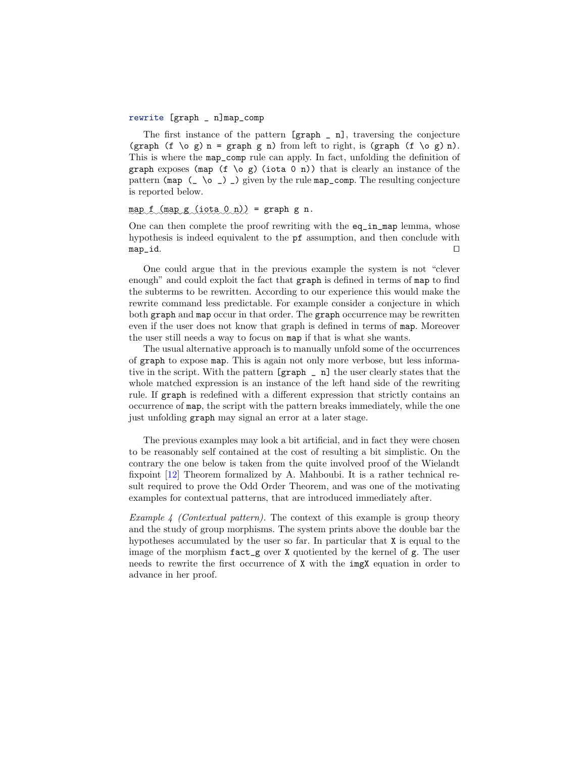```
rewrite [graph _ n]map_comp
```

The first instance of the pattern `[graph _ n]`, traversing the conjecture `(graph (f \o g) n = graph g n)` from left to right, is `(graph (f \o g) n)`. This is where the `map_comp` rule can apply. In fact, unfolding the definition of `graph` exposes `(map (f \o g) (iota 0 n))` that is clearly an instance of the pattern `(map (_ \o _) _)` given by the rule `map_comp`. The resulting conjecture is reported below.

```
map f (map g (iota 0 n)) = graph g n.
```

One can then complete the proof rewriting with the `eq_in_map` lemma, whose hypothesis is indeed equivalent to the `pf` assumption, and then conclude with `map_id`. □

One could argue that in the previous example the system is not "clever enough" and could exploit the fact that `graph` is defined in terms of `map` to find the subterms to be rewritten. According to our experience this would make the rewrite command less predictable. For example consider a conjecture in which both `graph` and `map` occur in that order. The `graph` occurrence may be rewritten even if the user does not know that graph is defined in terms of `map`. Moreover the user still needs a way to focus on `map` if that is what she wants.

The usual alternative approach is to manually unfold some of the occurrences of `graph` to expose `map`. This is again not only more verbose, but less informative in the script. With the pattern `[graph _ n]` the user clearly states that the whole matched expression is an instance of the left hand side of the rewriting rule. If `graph` is redefined with a different expression that strictly contains an occurrence of `map`, the script with the pattern breaks immediately, while the one just unfolding `graph` may signal an error at a later stage.

The previous examples may look a bit artificial, and in fact they were chosen to be reasonably self contained at the cost of resulting a bit simplistic. On the contrary the one below is taken from the quite involved proof of the Wielandt fixpoint [12] Theorem formalized by A. Mahboubi. It is a rather technical result required to prove the Odd Order Theorem, and was one of the motivating examples for contextual patterns, that are introduced immediately after.

*Example 4 (Contextual pattern).* The context of this example is group theory and the study of group morphisms. The system prints above the double bar the hypotheses accumulated by the user so far. In particular that `X` is equal to the image of the morphism `fact_g` over `X` quotiented by the kernel of `g`. The user needs to rewrite the first occurrence of `X` with the `imgX` equation in order to advance in her proof.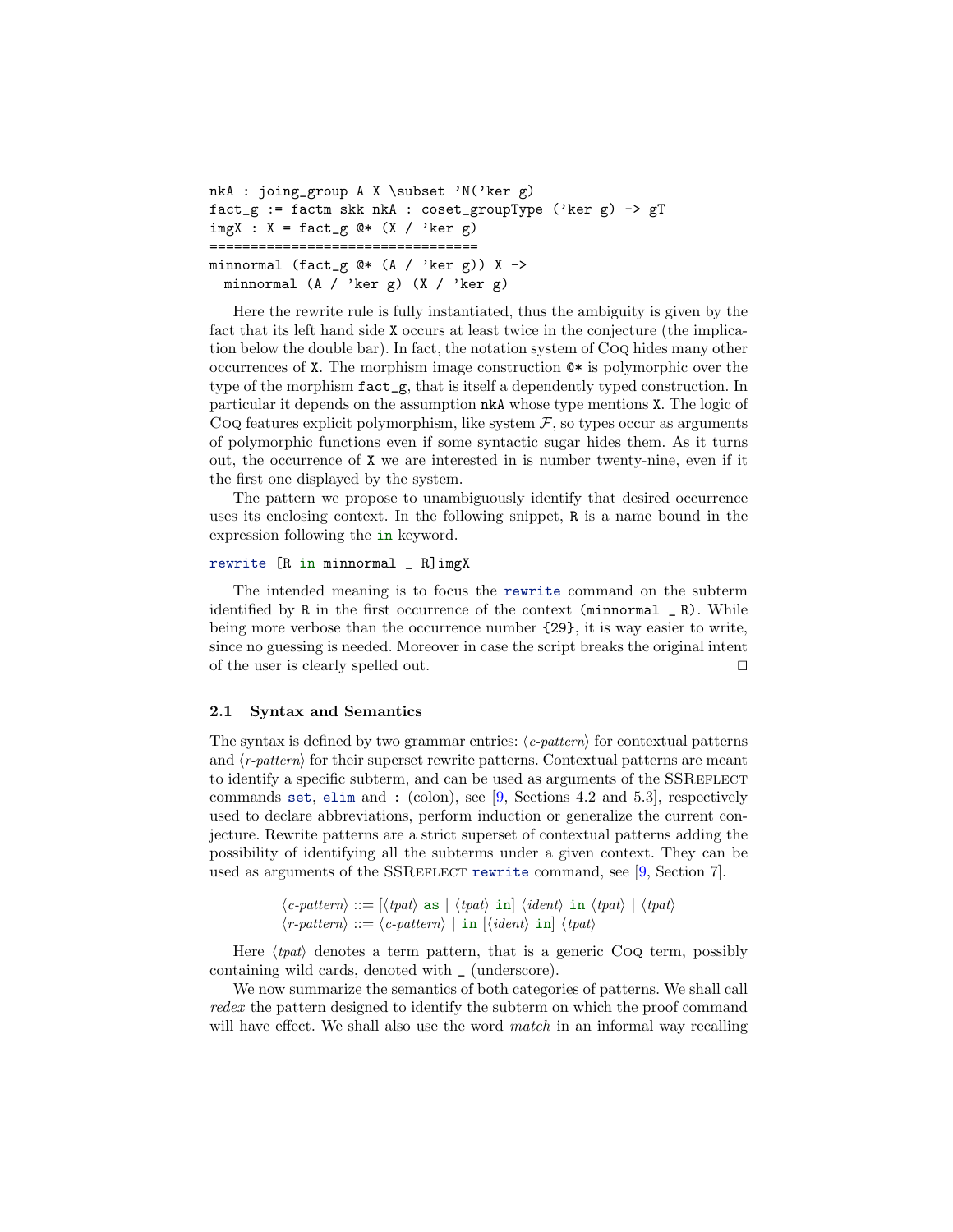```
nkA : joing_group A X \subset 'N('ker g)
fact_g := factm skk nkA : coset_groupType ('ker g) -> gT
imgX : X = fact_g @* (X / 'ker g)
=================================
minnormal (fact_g @* (A / 'ker g)) X ->
  minnormal (A / 'ker g) (X / 'ker g)
```

Here the rewrite rule is fully instantiated, thus the ambiguity is given by the fact that its left hand side `X` occurs at least twice in the conjecture (the implication below the double bar). In fact, the notation system of Coq hides many other occurrences of `X`. The morphism image construction `@*` is polymorphic over the type of the morphism `fact_g`, that is itself a dependently typed construction. In particular it depends on the assumption `nkA` whose type mentions `X`. The logic of Coq features explicit polymorphism, like system $\mathcal{F}$, so types occur as arguments of polymorphic functions even if some syntactic sugar hides them. As it turns out, the occurrence of `X` we are interested in is number twenty-nine, even if it the first one displayed by the system.

The pattern we propose to unambiguously identify that desired occurrence uses its enclosing context. In the following snippet, `R` is a name bound in the expression following the `in` keyword.

```
rewrite [R in minnormal _ R]imgX
```

The intended meaning is to focus the `rewrite` command on the subterm identified by `R` in the first occurrence of the context `(minnormal _ R)`. While being more verbose than the occurrence number `{29}`, it is way easier to write, since no guessing is needed. Moreover in case the script breaks the original intent of the user is clearly spelled out. □

### 2.1 Syntax and Semantics

The syntax is defined by two grammar entries: ⟨*c-pattern*⟩ for contextual patterns and ⟨*r-pattern*⟩ for their superset rewrite patterns. Contextual patterns are meant to identify a specific subterm, and can be used as arguments of the SSReflect commands `set`, `elim` and `:` (colon), see [9, Sections 4.2 and 5.3], respectively used to declare abbreviations, perform induction or generalize the current conjecture. Rewrite patterns are a strict superset of contextual patterns adding the possibility of identifying all the subterms under a given context. They can be used as arguments of the SSReflect `rewrite` command, see [9, Section 7].

⟨*c-pattern*⟩ ::= [⟨*tpat*⟩ `as` | ⟨*tpat*⟩ `in`] ⟨*ident*⟩ `in` ⟨*tpat*⟩ | ⟨*tpat*⟩
⟨*r-pattern*⟩ ::= ⟨*c-pattern*⟩ | `in` [⟨*ident*⟩ `in`] ⟨*tpat*⟩

Here ⟨*tpat*⟩ denotes a term pattern, that is a generic Coq term, possibly containing wild cards, denoted with `_` (underscore).

We now summarize the semantics of both categories of patterns. We shall call *redex* the pattern designed to identify the subterm on which the proof command will have effect. We shall also use the word *match* in an informal way recalling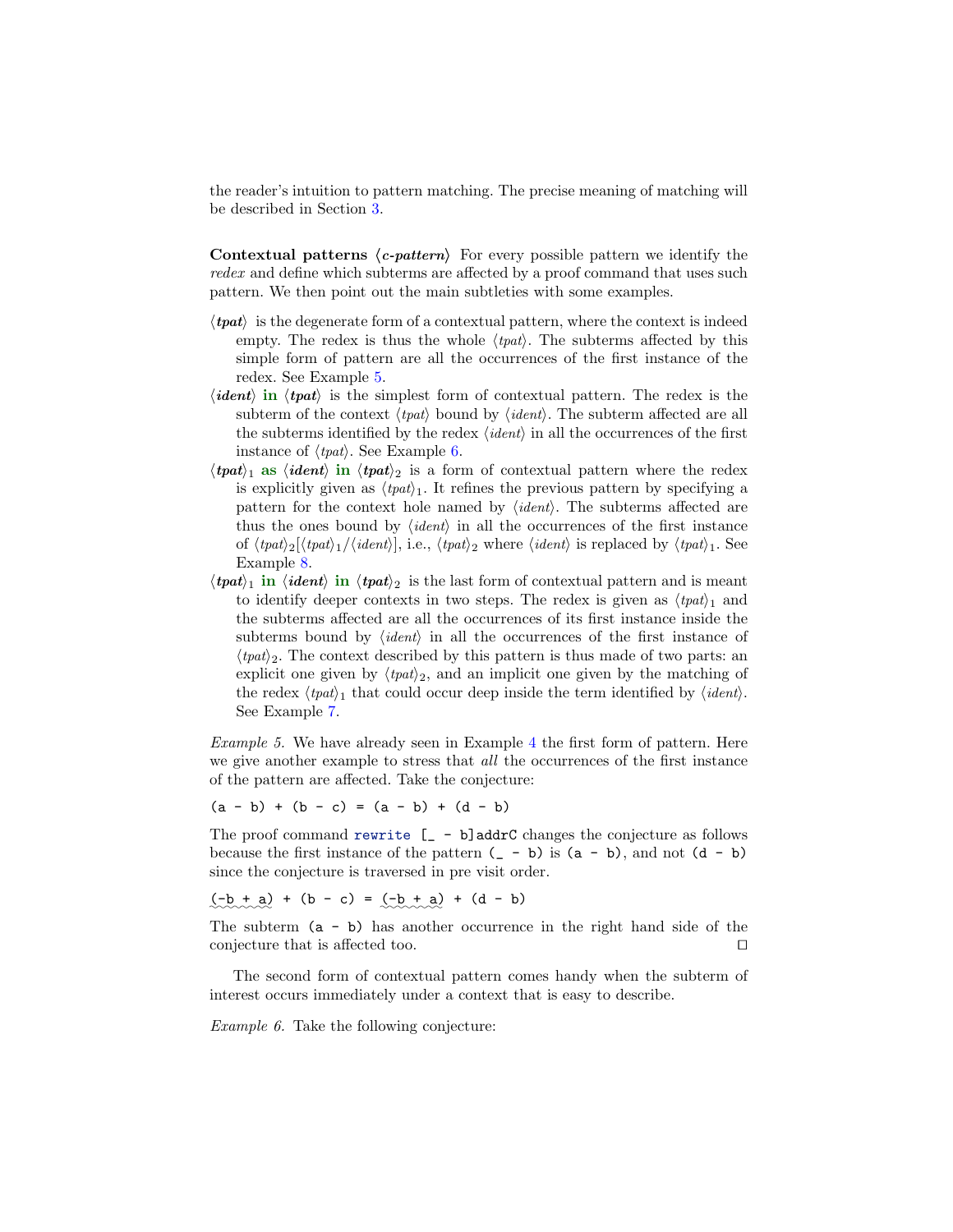the reader's intuition to pattern matching. The precise meaning of matching will be described in Section 3.

**Contextual patterns** ⟨***c-pattern***⟩ For every possible pattern we identify the *redex* and define which subterms are affected by a proof command that uses such pattern. We then point out the main subtleties with some examples.

- ⟨***tpat***⟩ is the degenerate form of a contextual pattern, where the context is indeed empty. The redex is thus the whole ⟨*tpat*⟩. The subterms affected by this simple form of pattern are all the occurrences of the first instance of the redex. See Example 5.
- ⟨***ident***⟩ **in** ⟨***tpat***⟩ is the simplest form of contextual pattern. The redex is the subterm of the context ⟨*tpat*⟩ bound by ⟨*ident*⟩. The subterm affected are all the subterms identified by the redex ⟨*ident*⟩ in all the occurrences of the first instance of ⟨*tpat*⟩. See Example 6.
- ⟨***tpat***⟩$_1$ **as** ⟨***ident***⟩ **in** ⟨***tpat***⟩$_2$ is a form of contextual pattern where the redex is explicitly given as ⟨*tpat*⟩$_1$. It refines the previous pattern by specifying a pattern for the context hole named by ⟨*ident*⟩. The subterms affected are thus the ones bound by ⟨*ident*⟩ in all the occurrences of the first instance of ⟨*tpat*⟩$_2$[⟨*tpat*⟩$_1$/⟨*ident*⟩], i.e., ⟨*tpat*⟩$_2$ where ⟨*ident*⟩ is replaced by ⟨*tpat*⟩$_1$. See Example 8.
- ⟨***tpat***⟩$_1$ **in** ⟨***ident***⟩ **in** ⟨***tpat***⟩$_2$ is the last form of contextual pattern and is meant to identify deeper contexts in two steps. The redex is given as ⟨*tpat*⟩$_1$ and the subterms affected are all the occurrences of its first instance inside the subterms bound by ⟨*ident*⟩ in all the occurrences of the first instance of ⟨*tpat*⟩$_2$. The context described by this pattern is thus made of two parts: an explicit one given by ⟨*tpat*⟩$_2$, and an implicit one given by the matching of the redex ⟨*tpat*⟩$_1$ that could occur deep inside the term identified by ⟨*ident*⟩. See Example 7.

*Example 5.* We have already seen in Example 4 the first form of pattern. Here we give another example to stress that *all* the occurrences of the first instance of the pattern are affected. Take the conjecture:

```
(a - b) + (b - c) = (a - b) + (d - b)
```

The proof command `rewrite [_ - b]addrC` changes the conjecture as follows because the first instance of the pattern `(_ - b)` is `(a - b)`, and not `(d - b)` since the conjecture is traversed in pre visit order.

```
(-b + a) + (b - c) = (-b + a) + (d - b)
```

The subterm `(a - b)` has another occurrence in the right hand side of the conjecture that is affected too. □

The second form of contextual pattern comes handy when the subterm of interest occurs immediately under a context that is easy to describe.

*Example 6.* Take the following conjecture: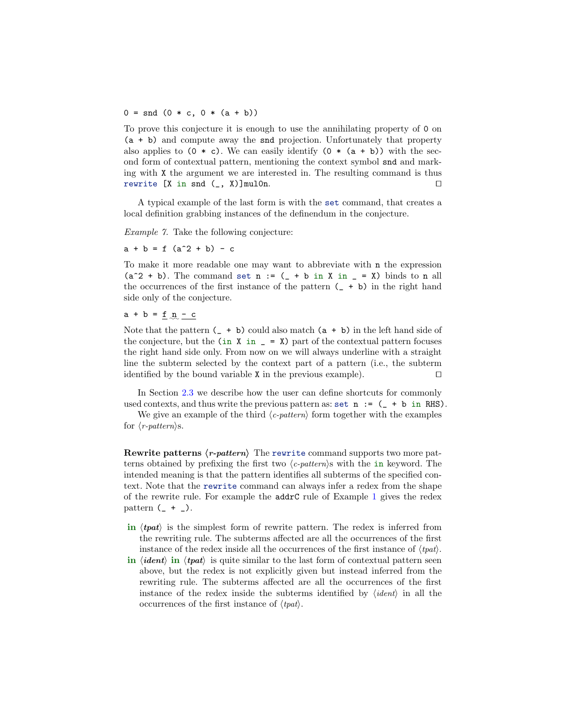```
0 = snd (0 * c, 0 * (a + b))
```

To prove this conjecture it is enough to use the annihilating property of `0` on `(a + b)` and compute away the `snd` projection. Unfortunately that property also applies to `(0 * c)`. We can easily identify `(0 * (a + b))` with the second form of contextual pattern, mentioning the context symbol `snd` and marking with `X` the argument we are interested in. The resulting command is thus `rewrite [X in snd (_, X)]mul0n`. □

A typical example of the last form is with the `set` command, that creates a local definition grabbing instances of the definendum in the conjecture.

*Example 7.* Take the following conjecture:

```
a + b = f (a^2 + b) - c
```

To make it more readable one may want to abbreviate with `n` the expression `(a^2 + b)`. The command `set n := (_ + b in X in _ = X)` binds to `n` all the occurrences of the first instance of the pattern `(_ + b)` in the right hand side only of the conjecture.

```
a + b = f n - c
```

Note that the pattern `(_ + b)` could also match `(a + b)` in the left hand side of the conjecture, but the `(in X in _ = X)` part of the contextual pattern focuses the right hand side only. From now on we will always underline with a straight line the subterm selected by the context part of a pattern (i.e., the subterm identified by the bound variable `X` in the previous example). □

In Section 2.3 we describe how the user can define shortcuts for commonly used contexts, and thus write the previous pattern as: `set n := (_ + b in RHS)`.

We give an example of the third ⟨*c-pattern*⟩ form together with the examples for ⟨*r-pattern*⟩s.

**Rewrite patterns ⟨*r-pattern*⟩** The `rewrite` command supports two more patterns obtained by prefixing the first two ⟨*c-pattern*⟩s with the `in` keyword. The intended meaning is that the pattern identifies all subterms of the specified context. Note that the `rewrite` command can always infer a redex from the shape of the rewrite rule. For example the `addrC` rule of Example 1 gives the redex pattern `(_ + _)`.

- **in** ⟨***tpat***⟩ is the simplest form of rewrite pattern. The redex is inferred from the rewriting rule. The subterms affected are all the occurrences of the first instance of the redex inside all the occurrences of the first instance of ⟨*tpat*⟩.
- **in** ⟨***ident***⟩ **in** ⟨***tpat***⟩ is quite similar to the last form of contextual pattern seen above, but the redex is not explicitly given but instead inferred from the rewriting rule. The subterms affected are all the occurrences of the first instance of the redex inside the subterms identified by ⟨*ident*⟩ in all the occurrences of the first instance of ⟨*tpat*⟩.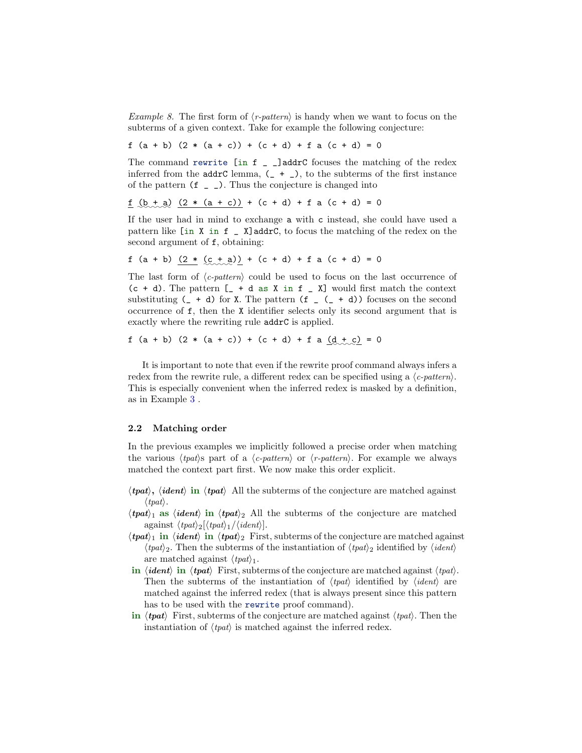*Example 8.* The first form of ⟨*r-pattern*⟩ is handy when we want to focus on the subterms of a given context. Take for example the following conjecture:

```
f (a + b) (2 * (a + c)) + (c + d) + f a (c + d) = 0
```

The command `rewrite [in f _ _]addrC` focuses the matching of the redex inferred from the `addrC` lemma, `(_ + _)`, to the subterms of the first instance of the pattern `(f _ _)`. Thus the conjecture is changed into

```
f (b + a) (2 * (a + c)) + (c + d) + f a (c + d) = 0
```

If the user had in mind to exchange `a` with `c` instead, she could have used a pattern like `[in X in f _ X]addrC`, to focus the matching of the redex on the second argument of `f`, obtaining:

```
f (a + b) (2 * (c + a)) + (c + d) + f a (c + d) = 0
```

The last form of ⟨*c-pattern*⟩ could be used to focus on the last occurrence of `(c + d)`. The pattern `[_ + d as X in f _ X]` would first match the context substituting `(_ + d)` for `X`. The pattern `(f _ (_ + d))` focuses on the second occurrence of `f`, then the `X` identifier selects only its second argument that is exactly where the rewriting rule `addrC` is applied.

```
f (a + b) (2 * (a + c)) + (c + d) + f a (d + c) = 0
```

It is important to note that even if the rewrite proof command always infers a redex from the rewrite rule, a different redex can be specified using a ⟨*c-pattern*⟩. This is especially convenient when the inferred redex is masked by a definition, as in Example 3 .

### 2.2 Matching order

In the previous examples we implicitly followed a precise order when matching the various ⟨*tpat*⟩s part of a ⟨*c-pattern*⟩ or ⟨*r-pattern*⟩. For example we always matched the context part first. We now make this order explicit.

- **⟨*tpat*⟩, ⟨*ident*⟩ in ⟨*tpat*⟩** All the subterms of the conjecture are matched against ⟨*tpat*⟩.
- **$\langle tpat\rangle_1$ as ⟨*ident*⟩ in $\langle tpat\rangle_2$** All the subterms of the conjecture are matched against $\langle tpat\rangle_2[\langle tpat\rangle_1/\langle ident\rangle]$.
- **$\langle tpat\rangle_1$ in ⟨*ident*⟩ in $\langle tpat\rangle_2$** First, subterms of the conjecture are matched against $\langle tpat\rangle_2$. Then the subterms of the instantiation of $\langle tpat\rangle_2$ identified by ⟨*ident*⟩ are matched against $\langle tpat\rangle_1$.
- **in ⟨*ident*⟩ in ⟨*tpat*⟩** First, subterms of the conjecture are matched against ⟨*tpat*⟩. Then the subterms of the instantiation of ⟨*tpat*⟩ identified by ⟨*ident*⟩ are matched against the inferred redex (that is always present since this pattern has to be used with the `rewrite` proof command).
- **in ⟨*tpat*⟩** First, subterms of the conjecture are matched against ⟨*tpat*⟩. Then the instantiation of ⟨*tpat*⟩ is matched against the inferred redex.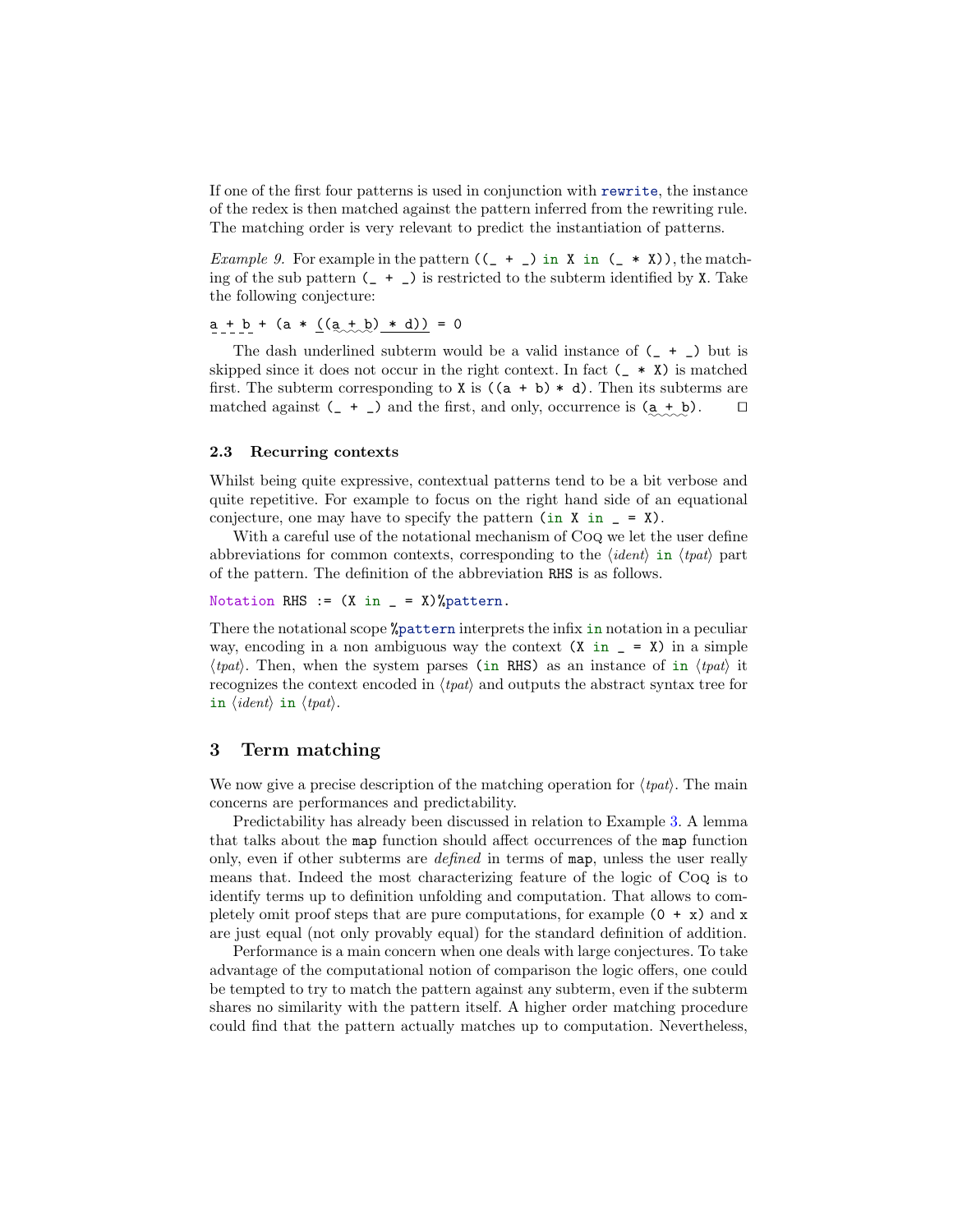If one of the first four patterns is used in conjunction with `rewrite`, the instance of the redex is then matched against the pattern inferred from the rewriting rule. The matching order is very relevant to predict the instantiation of patterns.

*Example 9.* For example in the pattern `((_ + _) in X in (_ * X))`, the matching of the sub pattern `(_ + _)` is restricted to the subterm identified by `X`. Take the following conjecture:

```
a + b + (a * ((a + b) * d)) = 0
```

The dash underlined subterm would be a valid instance of `(_ + _)` but is skipped since it does not occur in the right context. In fact `(_ * X)` is matched first. The subterm corresponding to `X` is `((a + b) * d)`. Then its subterms are matched against `(_ + _)` and the first, and only, occurrence is `(a + b)`. □

### 2.3 Recurring contexts

Whilst being quite expressive, contextual patterns tend to be a bit verbose and quite repetitive. For example to focus on the right hand side of an equational conjecture, one may have to specify the pattern `(in X in _ = X)`.

With a careful use of the notational mechanism of Coq we let the user define abbreviations for common contexts, corresponding to the ⟨*ident*⟩ `in` ⟨*tpat*⟩ part of the pattern. The definition of the abbreviation `RHS` is as follows.

```
Notation RHS := (X in _ = X)%pattern.
```

There the notational scope `%pattern` interprets the infix `in` notation in a peculiar way, encoding in a non ambiguous way the context `(X in _ = X)` in a simple ⟨*tpat*⟩. Then, when the system parses `(in RHS)` as an instance of `in` ⟨*tpat*⟩ it recognizes the context encoded in ⟨*tpat*⟩ and outputs the abstract syntax tree for `in` ⟨*ident*⟩ `in` ⟨*tpat*⟩.

## 3 Term matching

We now give a precise description of the matching operation for ⟨*tpat*⟩. The main concerns are performances and predictability.

Predictability has already been discussed in relation to Example 3. A lemma that talks about the `map` function should affect occurrences of the `map` function only, even if other subterms are *defined* in terms of `map`, unless the user really means that. Indeed the most characterizing feature of the logic of Coq is to identify terms up to definition unfolding and computation. That allows to completely omit proof steps that are pure computations, for example `(0 + x)` and `x` are just equal (not only provably equal) for the standard definition of addition.

Performance is a main concern when one deals with large conjectures. To take advantage of the computational notion of comparison the logic offers, one could be tempted to try to match the pattern against any subterm, even if the subterm shares no similarity with the pattern itself. A higher order matching procedure could find that the pattern actually matches up to computation. Nevertheless,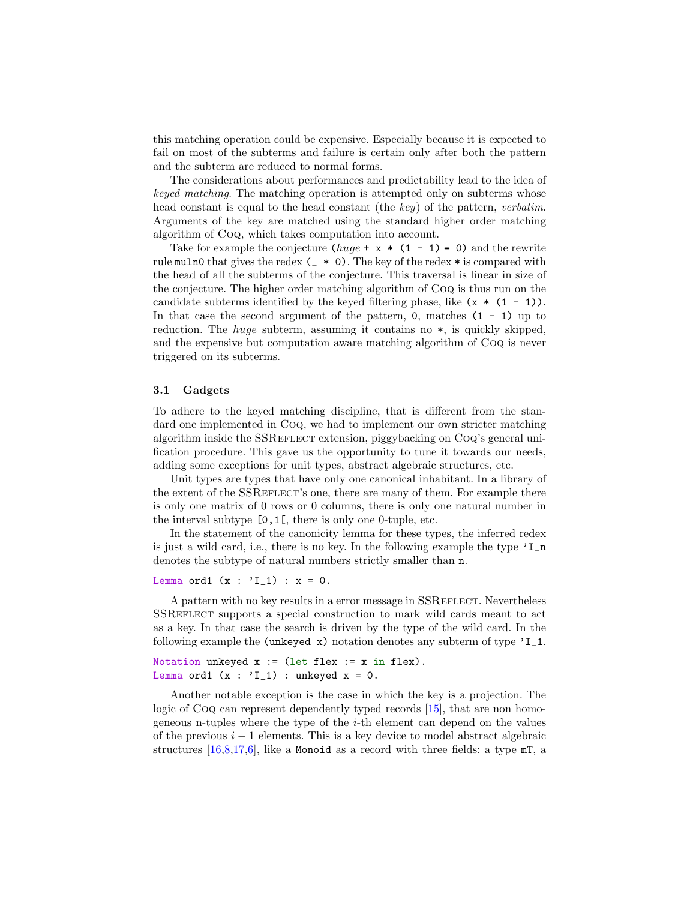this matching operation could be expensive. Especially because it is expected to fail on most of the subterms and failure is certain only after both the pattern and the subterm are reduced to normal forms.

The considerations about performances and predictability lead to the idea of *keyed matching*. The matching operation is attempted only on subterms whose head constant is equal to the head constant (the *key*) of the pattern, *verbatim*. Arguments of the key are matched using the standard higher order matching algorithm of Coq, which takes computation into account.

Take for example the conjecture (*huge* `+ x * (1 - 1) = 0`) and the rewrite rule `muln0` that gives the redex `(_ * 0)`. The key of the redex `*` is compared with the head of all the subterms of the conjecture. This traversal is linear in size of the conjecture. The higher order matching algorithm of Coq is thus run on the candidate subterms identified by the keyed filtering phase, like `(x * (1 - 1))`. In that case the second argument of the pattern, `0`, matches `(1 - 1)` up to reduction. The *huge* subterm, assuming it contains no `*`, is quickly skipped, and the expensive but computation aware matching algorithm of Coq is never triggered on its subterms.

### 3.1 Gadgets

To adhere to the keyed matching discipline, that is different from the standard one implemented in Coq, we had to implement our own stricter matching algorithm inside the SSReflect extension, piggybacking on Coq's general unification procedure. This gave us the opportunity to tune it towards our needs, adding some exceptions for unit types, abstract algebraic structures, etc.

Unit types are types that have only one canonical inhabitant. In a library of the extent of the SSReflect's one, there are many of them. For example there is only one matrix of 0 rows or 0 columns, there is only one natural number in the interval subtype `[0,1[`, there is only one 0-tuple, etc.

In the statement of the canonicity lemma for these types, the inferred redex is just a wild card, i.e., there is no key. In the following example the type `'I_n` denotes the subtype of natural numbers strictly smaller than `n`.

```
Lemma ord1 (x : 'I_1) : x = 0.
```

A pattern with no key results in a error message in SSReflect. Nevertheless SSReflect supports a special construction to mark wild cards meant to act as a key. In that case the search is driven by the type of the wild card. In the following example the `(unkeyed x)` notation denotes any subterm of type `'I_1`.

```
Notation unkeyed x := (let flex := x in flex).
Lemma ord1 (x : 'I_1) : unkeyed x = 0.
```

Another notable exception is the case in which the key is a projection. The logic of Coq can represent dependently typed records [15], that are non homogeneous n-tuples where the type of the $i$-th element can depend on the values of the previous $i-1$ elements. This is a key device to model abstract algebraic structures [16,8,17,6], like a `Monoid` as a record with three fields: a type `mT`, a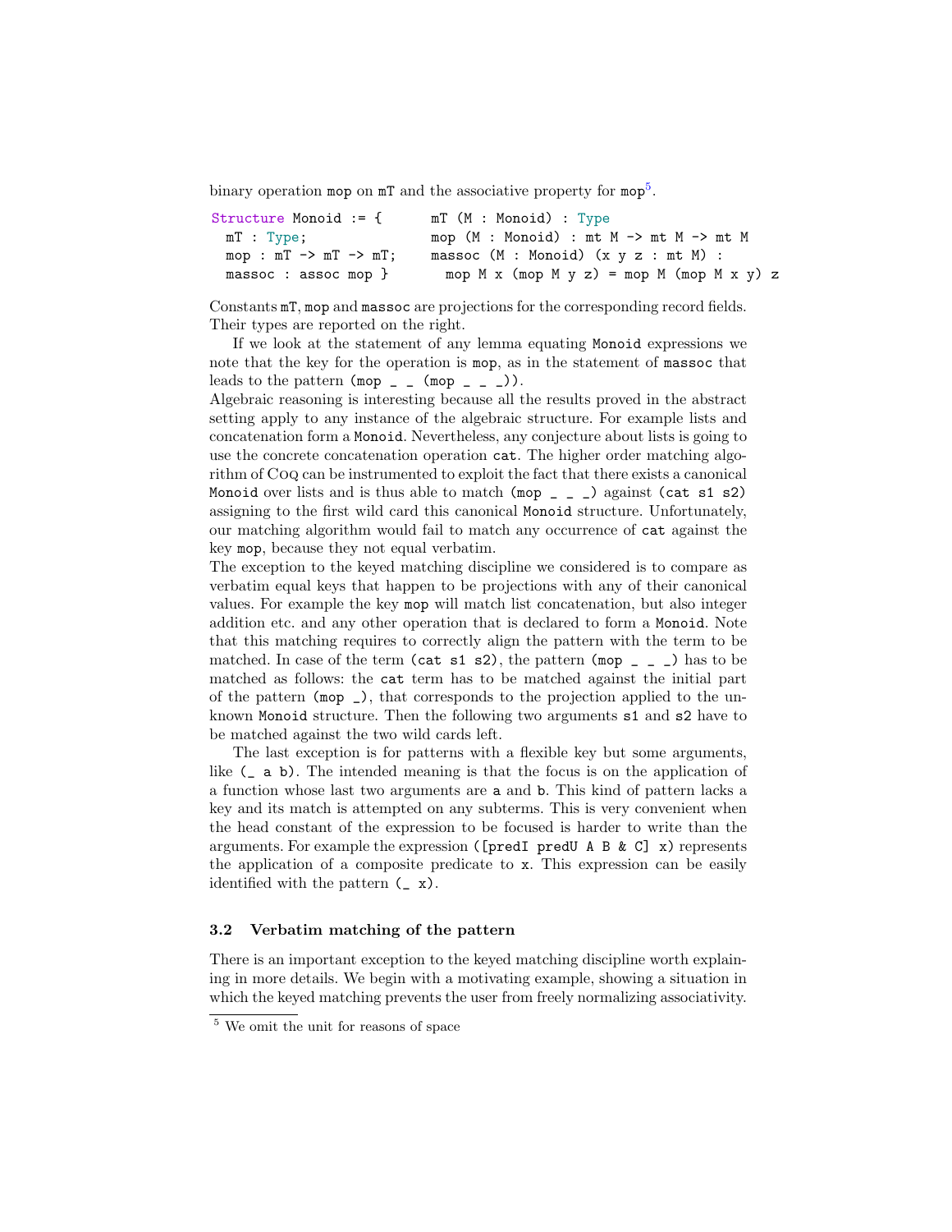binary operation `mop` on `mT` and the associative property for `mop`[5].

```
Structure Monoid := {      mT (M : Monoid) : Type
  mT : Type;               mop (M : Monoid) : mt M -> mt M -> mt M
  mop : mT -> mT -> mT;    massoc (M : Monoid) (x y z : mt M) :
  massoc : assoc mop }       mop M x (mop M y z) = mop M (mop M x y) z
```

Constants `mT`, `mop` and `massoc` are projections for the corresponding record fields. Their types are reported on the right.

If we look at the statement of any lemma equating `Monoid` expressions we note that the key for the operation is `mop`, as in the statement of `massoc` that leads to the pattern `(mop _ _ (mop _ _ _))`.
Algebraic reasoning is interesting because all the results proved in the abstract setting apply to any instance of the algebraic structure. For example lists and concatenation form a `Monoid`. Nevertheless, any conjecture about lists is going to use the concrete concatenation operation `cat`. The higher order matching algorithm of Coq can be instrumented to exploit the fact that there exists a canonical `Monoid` over lists and is thus able to match `(mop _ _ _)` against `(cat s1 s2)` assigning to the first wild card this canonical `Monoid` structure. Unfortunately, our matching algorithm would fail to match any occurrence of `cat` against the key `mop`, because they not equal verbatim.
The exception to the keyed matching discipline we considered is to compare as verbatim equal keys that happen to be projections with any of their canonical values. For example the key `mop` will match list concatenation, but also integer addition etc. and any other operation that is declared to form a `Monoid`. Note that this matching requires to correctly align the pattern with the term to be matched. In case of the term `(cat s1 s2)`, the pattern `(mop _ _ _)` has to be matched as follows: the `cat` term has to be matched against the initial part of the pattern `(mop _)`, that corresponds to the projection applied to the unknown `Monoid` structure. Then the following two arguments `s1` and `s2` have to be matched against the two wild cards left.

The last exception is for patterns with a flexible key but some arguments, like `(_ a b)`. The intended meaning is that the focus is on the application of a function whose last two arguments are `a` and `b`. This kind of pattern lacks a key and its match is attempted on any subterms. This is very convenient when the head constant of the expression to be focused is harder to write than the arguments. For example the expression `([predI predU A B & C] x)` represents the application of a composite predicate to `x`. This expression can be easily identified with the pattern `(_ x)`.

### 3.2 Verbatim matching of the pattern

There is an important exception to the keyed matching discipline worth explaining in more details. We begin with a motivating example, showing a situation in which the keyed matching prevents the user from freely normalizing associativity.

[5] We omit the unit for reasons of space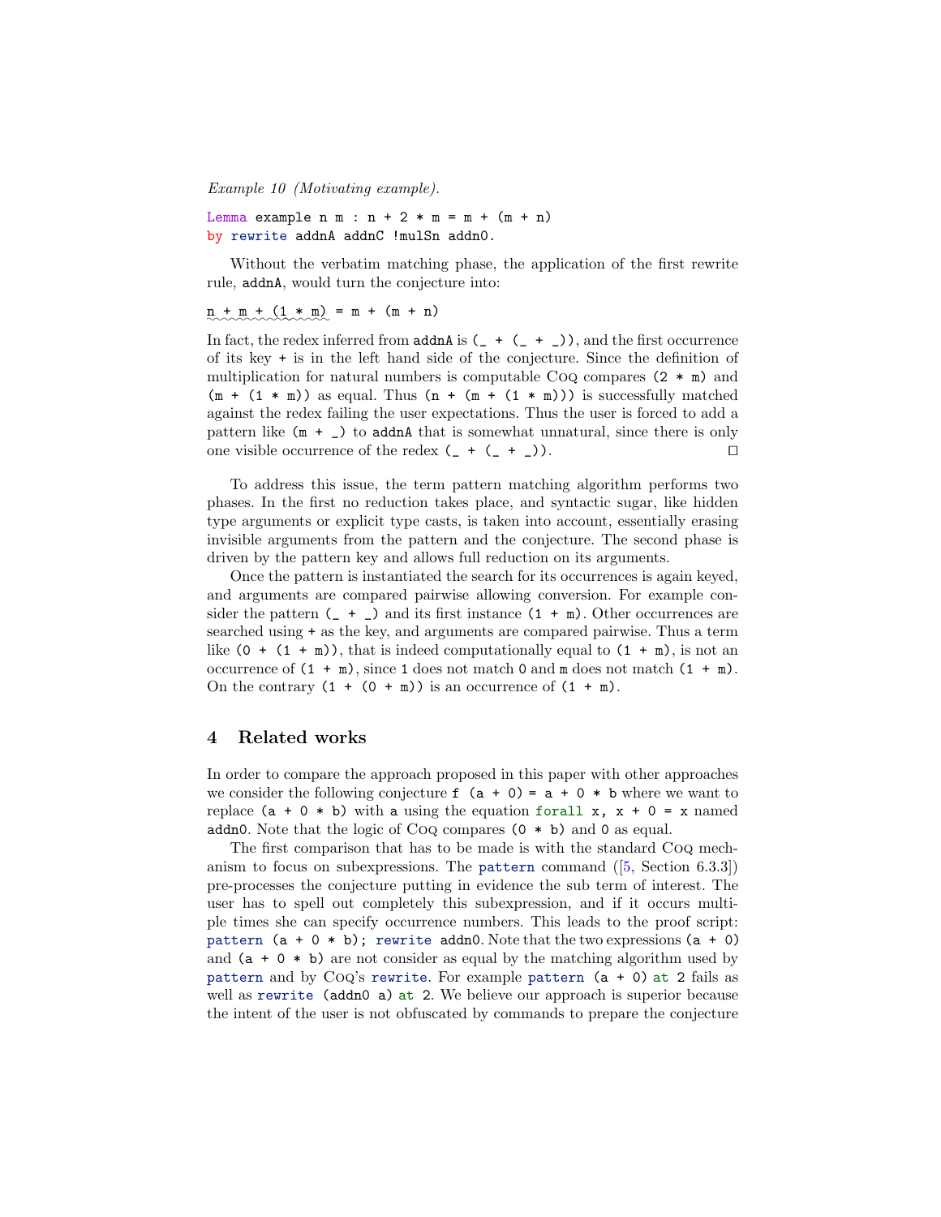*Example 10 (Motivating example).*

```
Lemma example n m : n + 2 * m = m + (m + n)
by rewrite addnA addnC !mulSn addn0.
```

Without the verbatim matching phase, the application of the first rewrite rule, `addnA`, would turn the conjecture into:

```
n + m + (1 * m) = m + (m + n)
```

In fact, the redex inferred from `addnA` is `(_ + (_ + _))`, and the first occurrence of its key `+` is in the left hand side of the conjecture. Since the definition of multiplication for natural numbers is computable Coq compares `(2 * m)` and `(m + (1 * m))` as equal. Thus `(n + (m + (1 * m)))` is successfully matched against the redex failing the user expectations. Thus the user is forced to add a pattern like `(m + _)` to `addnA` that is somewhat unnatural, since there is only one visible occurrence of the redex `(_ + (_ + _))`. □

To address this issue, the term pattern matching algorithm performs two phases. In the first no reduction takes place, and syntactic sugar, like hidden type arguments or explicit type casts, is taken into account, essentially erasing invisible arguments from the pattern and the conjecture. The second phase is driven by the pattern key and allows full reduction on its arguments.

Once the pattern is instantiated the search for its occurrences is again keyed, and arguments are compared pairwise allowing conversion. For example consider the pattern `(_ + _)` and its first instance `(1 + m)`. Other occurrences are searched using `+` as the key, and arguments are compared pairwise. Thus a term like `(0 + (1 + m))`, that is indeed computationally equal to `(1 + m)`, is not an occurrence of `(1 + m)`, since `1` does not match `0` and `m` does not match `(1 + m)`. On the contrary `(1 + (0 + m))` is an occurrence of `(1 + m)`.

## 4 Related works

In order to compare the approach proposed in this paper with other approaches we consider the following conjecture `f (a + 0) = a + 0 * b` where we want to replace `(a + 0 * b)` with `a` using the equation `forall x, x + 0 = x` named `addn0`. Note that the logic of Coq compares `(0 * b)` and `0` as equal.

The first comparison that has to be made is with the standard Coq mechanism to focus on subexpressions. The `pattern` command ([5, Section 6.3.3]) pre-processes the conjecture putting in evidence the sub term of interest. The user has to spell out completely this subexpression, and if it occurs multiple times she can specify occurrence numbers. This leads to the proof script: `pattern (a + 0 * b); rewrite addn0`. Note that the two expressions `(a + 0)` and `(a + 0 * b)` are not consider as equal by the matching algorithm used by `pattern` and by Coq's `rewrite`. For example `pattern (a + 0) at 2` fails as well as `rewrite (addn0 a) at 2`. We believe our approach is superior because the intent of the user is not obfuscated by commands to prepare the conjecture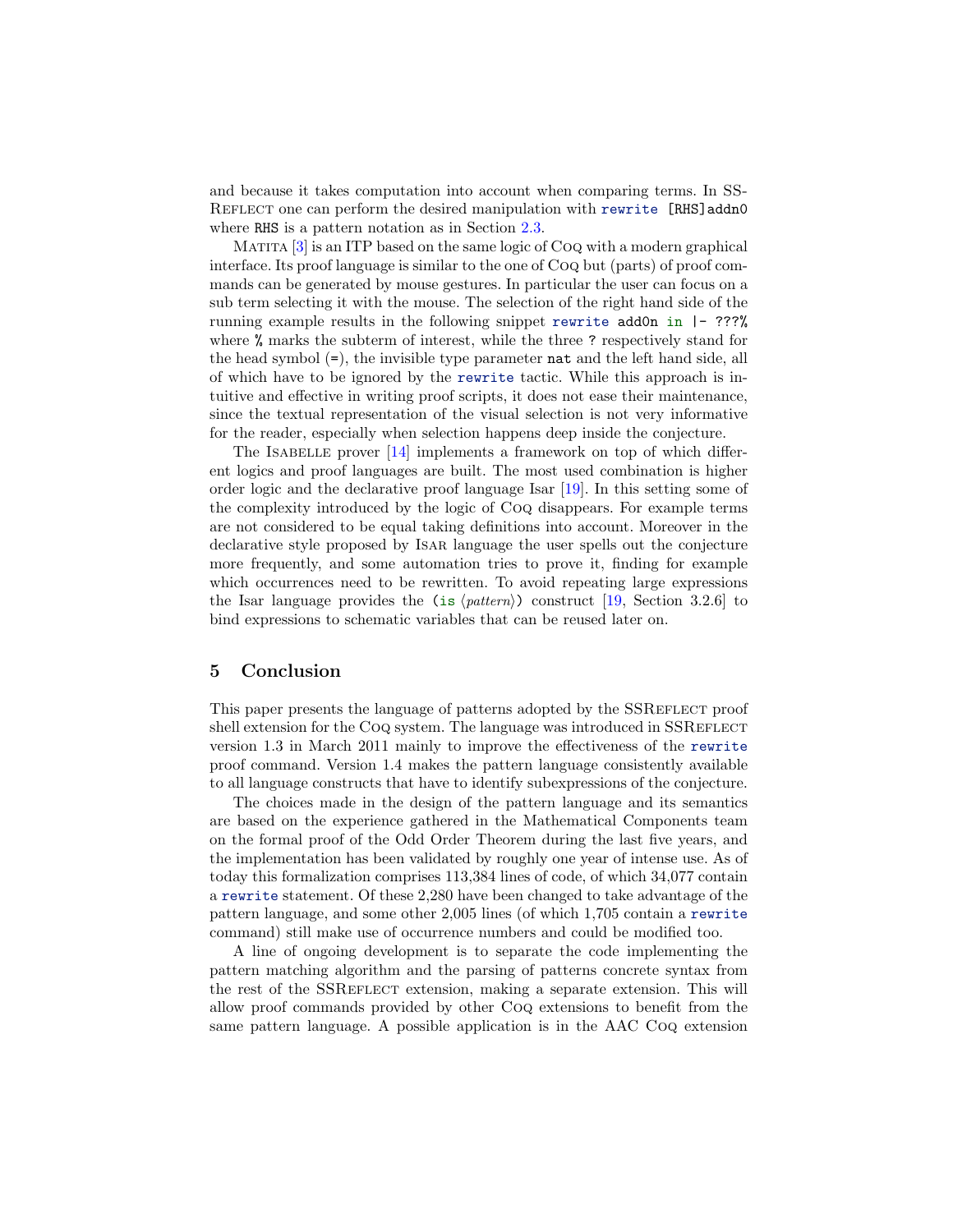and because it takes computation into account when comparing terms. In SSReflect one can perform the desired manipulation with `rewrite [RHS]addn0` where `RHS` is a pattern notation as in Section 2.3.

Matita [3] is an ITP based on the same logic of Coq with a modern graphical interface. Its proof language is similar to the one of Coq but (parts) of proof commands can be generated by mouse gestures. In particular the user can focus on a sub term selecting it with the mouse. The selection of the right hand side of the running example results in the following snippet `rewrite add0n in |- ???%` where `%` marks the subterm of interest, while the three `?` respectively stand for the head symbol (`=`), the invisible type parameter `nat` and the left hand side, all of which have to be ignored by the `rewrite` tactic. While this approach is intuitive and effective in writing proof scripts, it does not ease their maintenance, since the textual representation of the visual selection is not very informative for the reader, especially when selection happens deep inside the conjecture.

The Isabelle prover [14] implements a framework on top of which different logics and proof languages are built. The most used combination is higher order logic and the declarative proof language Isar [19]. In this setting some of the complexity introduced by the logic of Coq disappears. For example terms are not considered to be equal taking definitions into account. Moreover in the declarative style proposed by Isar language the user spells out the conjecture more frequently, and some automation tries to prove it, finding for example which occurrences need to be rewritten. To avoid repeating large expressions the Isar language provides the (`is` ⟨*pattern*⟩) construct [19, Section 3.2.6] to bind expressions to schematic variables that can be reused later on.

## 5 Conclusion

This paper presents the language of patterns adopted by the SSReflect proof shell extension for the Coq system. The language was introduced in SSReflect version 1.3 in March 2011 mainly to improve the effectiveness of the `rewrite` proof command. Version 1.4 makes the pattern language consistently available to all language constructs that have to identify subexpressions of the conjecture.

The choices made in the design of the pattern language and its semantics are based on the experience gathered in the Mathematical Components team on the formal proof of the Odd Order Theorem during the last five years, and the implementation has been validated by roughly one year of intense use. As of today this formalization comprises 113,384 lines of code, of which 34,077 contain a `rewrite` statement. Of these 2,280 have been changed to take advantage of the pattern language, and some other 2,005 lines (of which 1,705 contain a `rewrite` command) still make use of occurrence numbers and could be modified too.

A line of ongoing development is to separate the code implementing the pattern matching algorithm and the parsing of patterns concrete syntax from the rest of the SSReflect extension, making a separate extension. This will allow proof commands provided by other Coq extensions to benefit from the same pattern language. A possible application is in the AAC Coq extension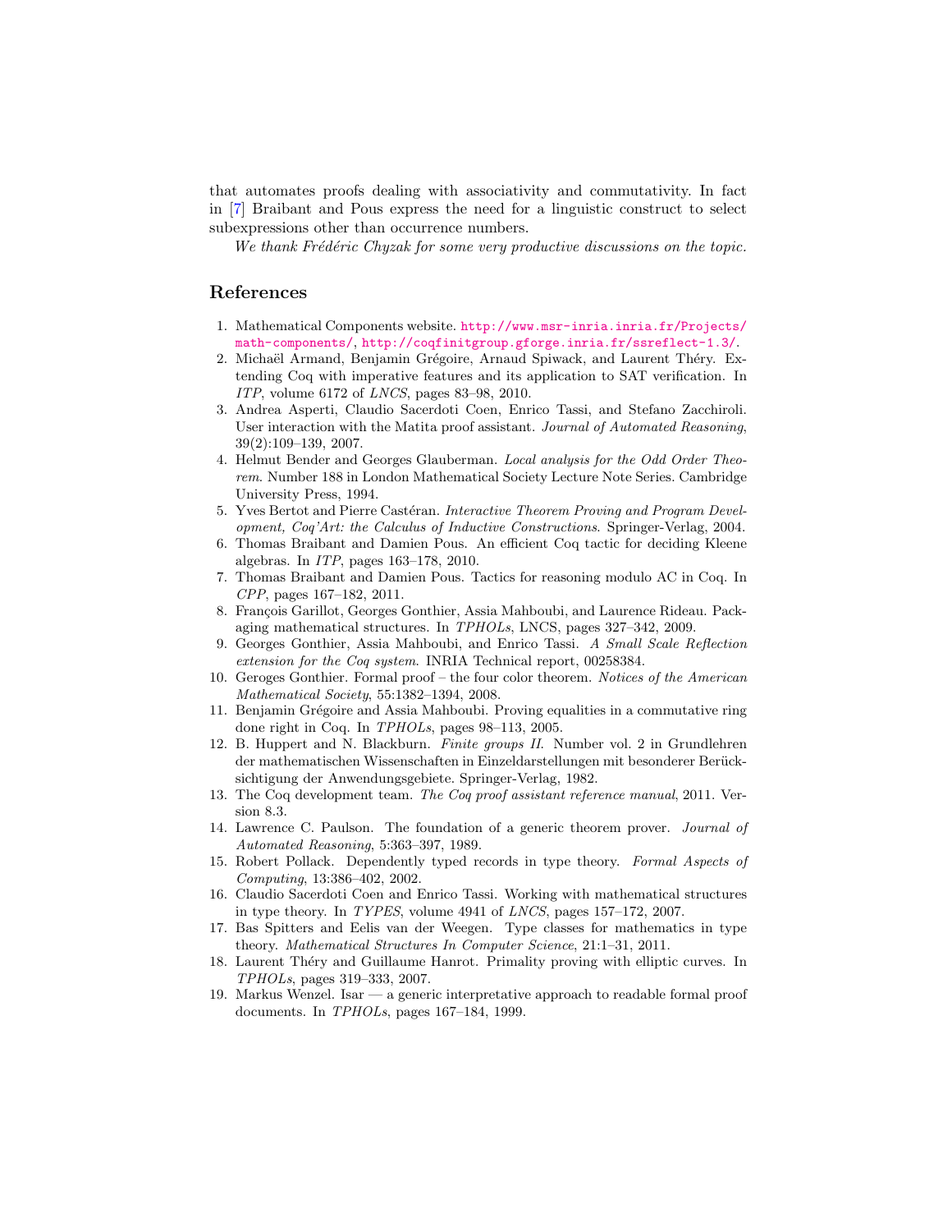that automates proofs dealing with associativity and commutativity. In fact in [7] Braibant and Pous express the need for a linguistic construct to select subexpressions other than occurrence numbers.

*We thank Frédéric Chyzak for some very productive discussions on the topic.*

## References

1. Mathematical Components website. http://www.msr-inria.inria.fr/Projects/math-components/, http://coqfinitgroup.gforge.inria.fr/ssreflect-1.3/.
2. Michaël Armand, Benjamin Grégoire, Arnaud Spiwack, and Laurent Théry. Extending Coq with imperative features and its application to SAT verification. In *ITP*, volume 6172 of *LNCS*, pages 83–98, 2010.
3. Andrea Asperti, Claudio Sacerdoti Coen, Enrico Tassi, and Stefano Zacchiroli. User interaction with the Matita proof assistant. *Journal of Automated Reasoning*, 39(2):109–139, 2007.
4. Helmut Bender and Georges Glauberman. *Local analysis for the Odd Order Theorem*. Number 188 in London Mathematical Society Lecture Note Series. Cambridge University Press, 1994.
5. Yves Bertot and Pierre Castéran. *Interactive Theorem Proving and Program Development, Coq'Art: the Calculus of Inductive Constructions*. Springer-Verlag, 2004.
6. Thomas Braibant and Damien Pous. An efficient Coq tactic for deciding Kleene algebras. In *ITP*, pages 163–178, 2010.
7. Thomas Braibant and Damien Pous. Tactics for reasoning modulo AC in Coq. In *CPP*, pages 167–182, 2011.
8. François Garillot, Georges Gonthier, Assia Mahboubi, and Laurence Rideau. Packaging mathematical structures. In *TPHOLs*, LNCS, pages 327–342, 2009.
9. Georges Gonthier, Assia Mahboubi, and Enrico Tassi. *A Small Scale Reflection extension for the Coq system*. INRIA Technical report, 00258384.
10. Geroges Gonthier. Formal proof – the four color theorem. *Notices of the American Mathematical Society*, 55:1382–1394, 2008.
11. Benjamin Grégoire and Assia Mahboubi. Proving equalities in a commutative ring done right in Coq. In *TPHOLs*, pages 98–113, 2005.
12. B. Huppert and N. Blackburn. *Finite groups II*. Number vol. 2 in Grundlehren der mathematischen Wissenschaften in Einzeldarstellungen mit besonderer Berücksichtigung der Anwendungsgebiete. Springer-Verlag, 1982.
13. The Coq development team. *The Coq proof assistant reference manual*, 2011. Version 8.3.
14. Lawrence C. Paulson. The foundation of a generic theorem prover. *Journal of Automated Reasoning*, 5:363–397, 1989.
15. Robert Pollack. Dependently typed records in type theory. *Formal Aspects of Computing*, 13:386–402, 2002.
16. Claudio Sacerdoti Coen and Enrico Tassi. Working with mathematical structures in type theory. In *TYPES*, volume 4941 of *LNCS*, pages 157–172, 2007.
17. Bas Spitters and Eelis van der Weegen. Type classes for mathematics in type theory. *Mathematical Structures In Computer Science*, 21:1–31, 2011.
18. Laurent Théry and Guillaume Hanrot. Primality proving with elliptic curves. In *TPHOLs*, pages 319–333, 2007.
19. Markus Wenzel. Isar — a generic interpretative approach to readable formal proof documents. In *TPHOLs*, pages 167–184, 1999.